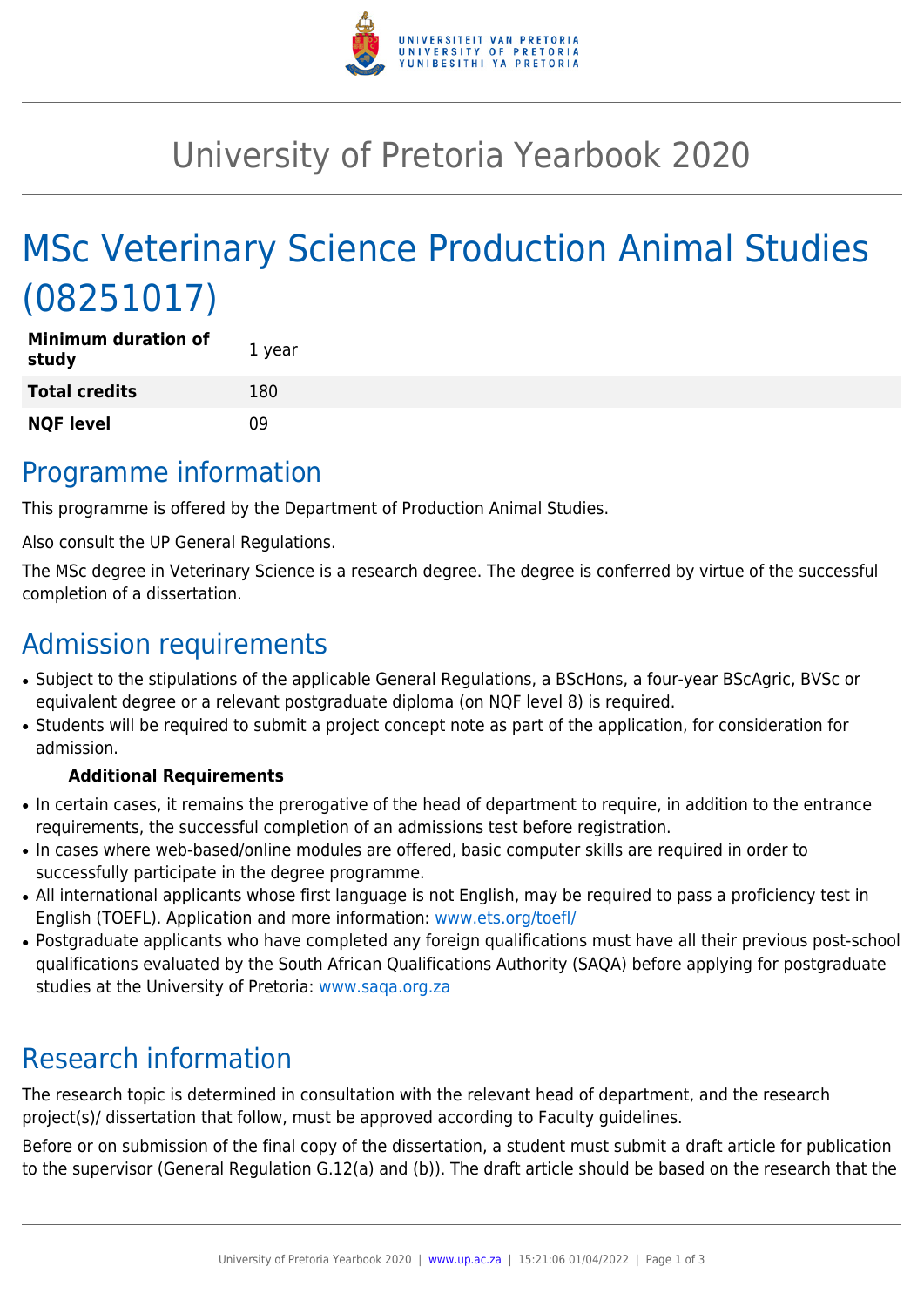# University of Pretoria Yearbook 2020

# MSc Veterinary Science Production Animal Studies (08251017)

| Minimum duration of study | 1 year |
|---|---|
| **Total credits** | 180 |
| **NQF level** | 09 |

## Programme information

This programme is offered by the Department of Production Animal Studies.

Also consult the UP General Regulations.

The MSc degree in Veterinary Science is a research degree. The degree is conferred by virtue of the successful completion of a dissertation.

## Admission requirements

- Subject to the stipulations of the applicable General Regulations, a BScHons, a four-year BScAgric, BVSc or equivalent degree or a relevant postgraduate diploma (on NQF level 8) is required.
- Students will be required to submit a project concept note as part of the application, for consideration for admission.

**Additional Requirements**

- In certain cases, it remains the prerogative of the head of department to require, in addition to the entrance requirements, the successful completion of an admissions test before registration.
- In cases where web-based/online modules are offered, basic computer skills are required in order to successfully participate in the degree programme.
- All international applicants whose first language is not English, may be required to pass a proficiency test in English (TOEFL). Application and more information: www.ets.org/toefl/
- Postgraduate applicants who have completed any foreign qualifications must have all their previous post-school qualifications evaluated by the South African Qualifications Authority (SAQA) before applying for postgraduate studies at the University of Pretoria: www.saqa.org.za

## Research information

The research topic is determined in consultation with the relevant head of department, and the research project(s)/ dissertation that follow, must be approved according to Faculty guidelines.

Before or on submission of the final copy of the dissertation, a student must submit a draft article for publication to the supervisor (General Regulation G.12(a) and (b)). The draft article should be based on the research that the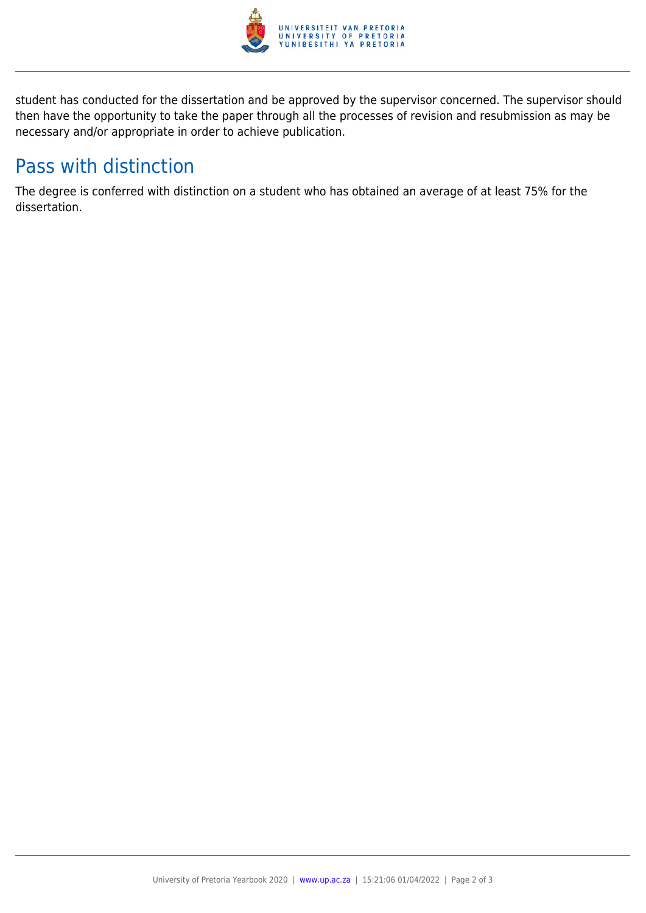student has conducted for the dissertation and be approved by the supervisor concerned. The supervisor should then have the opportunity to take the paper through all the processes of revision and resubmission as may be necessary and/or appropriate in order to achieve publication.

## Pass with distinction

The degree is conferred with distinction on a student who has obtained an average of at least 75% for the dissertation.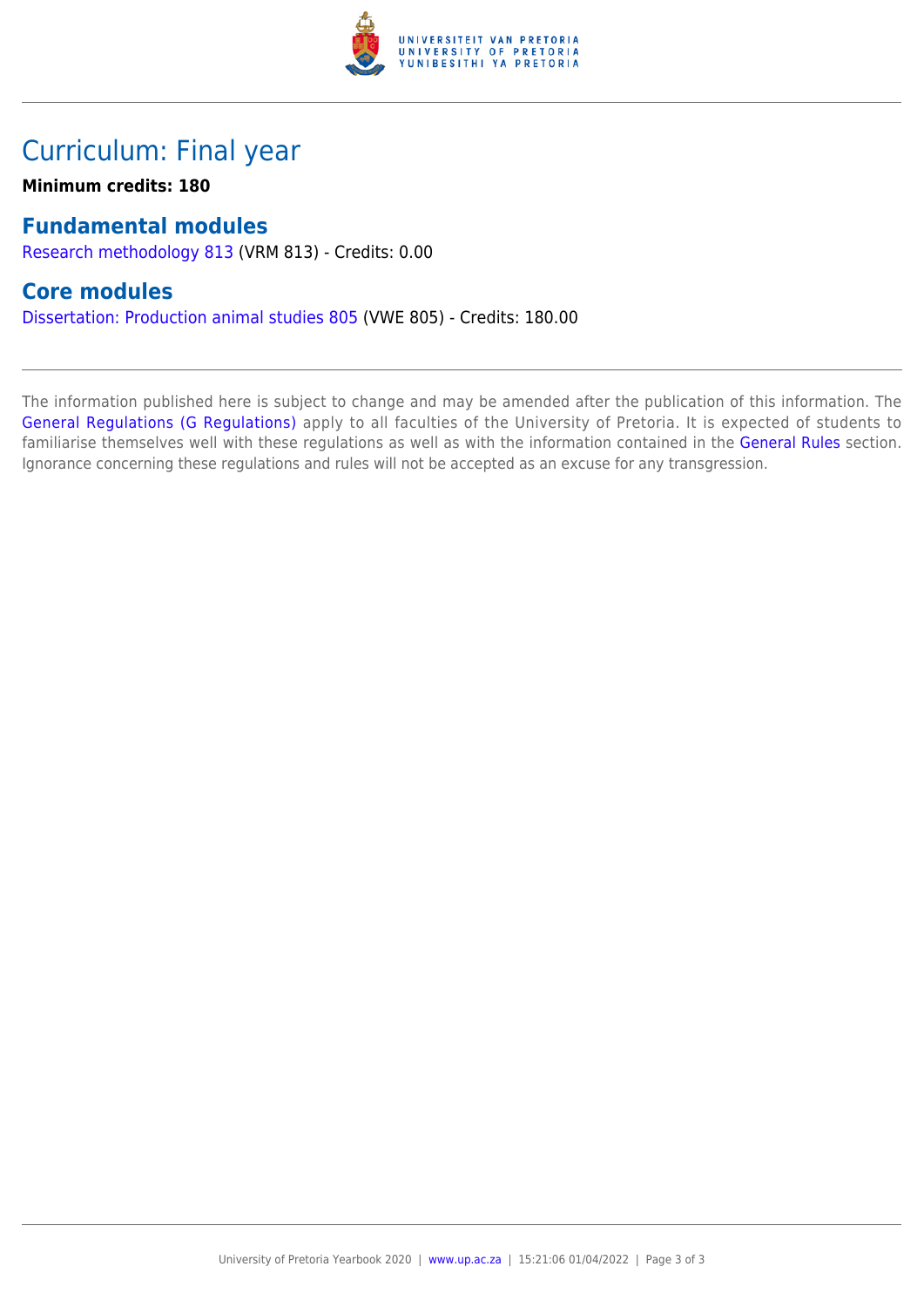## Curriculum: Final year

**Minimum credits: 180**

### Fundamental modules

Research methodology 813 (VRM 813) - Credits: 0.00

### Core modules

Dissertation: Production animal studies 805 (VWE 805) - Credits: 180.00

The information published here is subject to change and may be amended after the publication of this information. The General Regulations (G Regulations) apply to all faculties of the University of Pretoria. It is expected of students to familiarise themselves well with these regulations as well as with the information contained in the General Rules section. Ignorance concerning these regulations and rules will not be accepted as an excuse for any transgression.